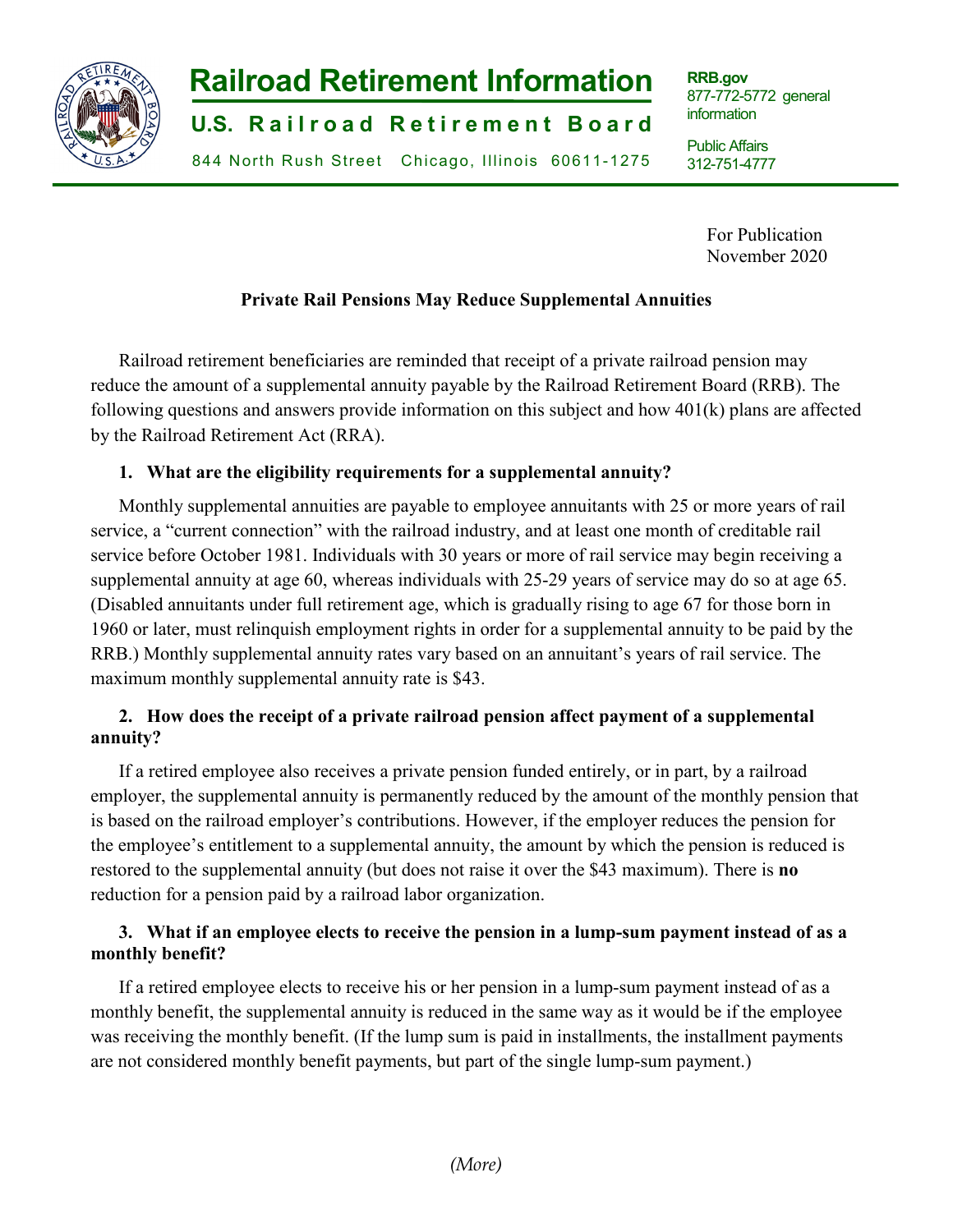# Railroad Retirement Information

**U.S. Railroad Retirement Board**

844 North Rush Street Chicago, Illinois 60611-1275

**RRB.gov**
877-772-5772 general information

Public Affairs
312-751-4777

For Publication
November 2020

## Private Rail Pensions May Reduce Supplemental Annuities

Railroad retirement beneficiaries are reminded that receipt of a private railroad pension may reduce the amount of a supplemental annuity payable by the Railroad Retirement Board (RRB). The following questions and answers provide information on this subject and how 401(k) plans are affected by the Railroad Retirement Act (RRA).

### 1. What are the eligibility requirements for a supplemental annuity?

Monthly supplemental annuities are payable to employee annuitants with 25 or more years of rail service, a "current connection" with the railroad industry, and at least one month of creditable rail service before October 1981. Individuals with 30 years or more of rail service may begin receiving a supplemental annuity at age 60, whereas individuals with 25-29 years of service may do so at age 65. (Disabled annuitants under full retirement age, which is gradually rising to age 67 for those born in 1960 or later, must relinquish employment rights in order for a supplemental annuity to be paid by the RRB.) Monthly supplemental annuity rates vary based on an annuitant's years of rail service. The maximum monthly supplemental annuity rate is $43.

### 2. How does the receipt of a private railroad pension affect payment of a supplemental annuity?

If a retired employee also receives a private pension funded entirely, or in part, by a railroad employer, the supplemental annuity is permanently reduced by the amount of the monthly pension that is based on the railroad employer's contributions. However, if the employer reduces the pension for the employee's entitlement to a supplemental annuity, the amount by which the pension is reduced is restored to the supplemental annuity (but does not raise it over the $43 maximum). There is **no** reduction for a pension paid by a railroad labor organization.

### 3. What if an employee elects to receive the pension in a lump-sum payment instead of as a monthly benefit?

If a retired employee elects to receive his or her pension in a lump-sum payment instead of as a monthly benefit, the supplemental annuity is reduced in the same way as it would be if the employee was receiving the monthly benefit. (If the lump sum is paid in installments, the installment payments are not considered monthly benefit payments, but part of the single lump-sum payment.)

*(More)*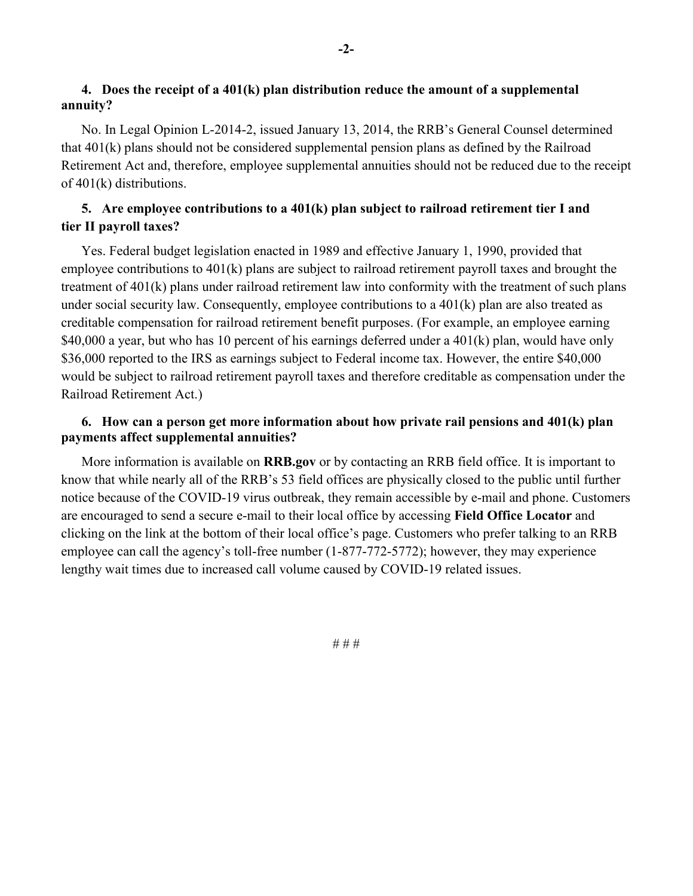**4. Does the receipt of a 401(k) plan distribution reduce the amount of a supplemental annuity?**

No. In Legal Opinion L-2014-2, issued January 13, 2014, the RRB's General Counsel determined that 401(k) plans should not be considered supplemental pension plans as defined by the Railroad Retirement Act and, therefore, employee supplemental annuities should not be reduced due to the receipt of 401(k) distributions.

**5. Are employee contributions to a 401(k) plan subject to railroad retirement tier I and tier II payroll taxes?**

Yes. Federal budget legislation enacted in 1989 and effective January 1, 1990, provided that employee contributions to 401(k) plans are subject to railroad retirement payroll taxes and brought the treatment of 401(k) plans under railroad retirement law into conformity with the treatment of such plans under social security law. Consequently, employee contributions to a 401(k) plan are also treated as creditable compensation for railroad retirement benefit purposes. (For example, an employee earning $40,000 a year, but who has 10 percent of his earnings deferred under a 401(k) plan, would have only $36,000 reported to the IRS as earnings subject to Federal income tax. However, the entire $40,000 would be subject to railroad retirement payroll taxes and therefore creditable as compensation under the Railroad Retirement Act.)

**6. How can a person get more information about how private rail pensions and 401(k) plan payments affect supplemental annuities?**

More information is available on **RRB.gov** or by contacting an RRB field office. It is important to know that while nearly all of the RRB's 53 field offices are physically closed to the public until further notice because of the COVID-19 virus outbreak, they remain accessible by e-mail and phone. Customers are encouraged to send a secure e-mail to their local office by accessing **Field Office Locator** and clicking on the link at the bottom of their local office's page. Customers who prefer talking to an RRB employee can call the agency's toll-free number (1-877-772-5772); however, they may experience lengthy wait times due to increased call volume caused by COVID-19 related issues.

# # #